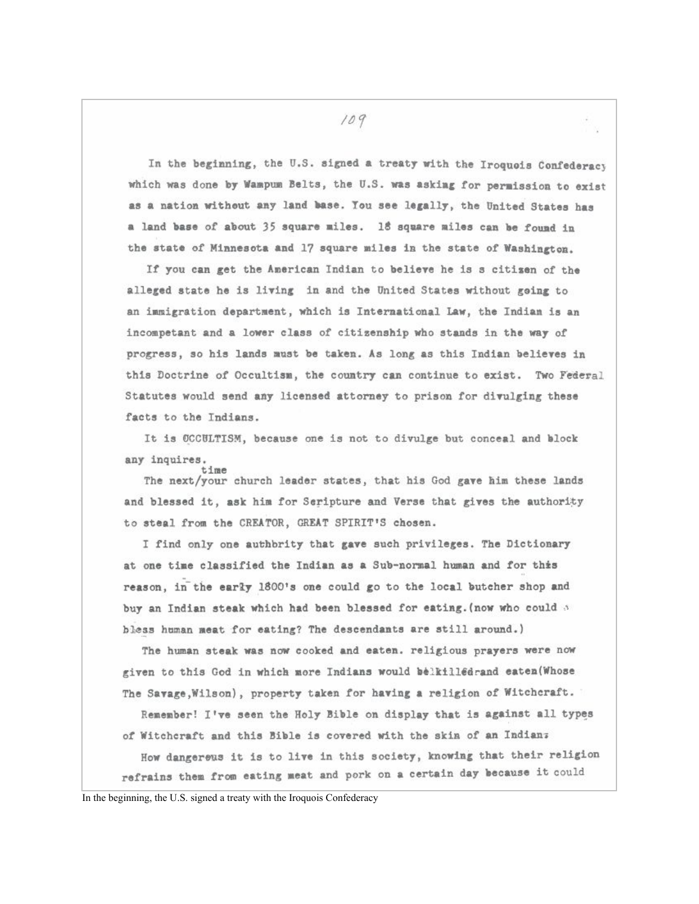In the beginning, the U.S. signed a treaty with the Iroquois Confederacy which was done by Wampum Belts, the U.S. was asking for permission to exist as a nation without any land base. You see legally, the United States has a land base of about 35 square miles. 18 square miles can be found in the state of Minnesota and 17 square miles in the state of Washington.

If you can get the American Indian to believe he is s citizen of the alleged state he is living in and the United States without going to an immigration department, which is International Law, the Indian is an incompetant and a lower class of citizenship who stands in the way of progress, so his lands must be taken. As long as this Indian believes in this Doctrine of Occultism, the country can continue to exist. Two Federal Statutes would send any licensed attorney to prison for divulging these facts to the Indians.

It is OCCULTISM, because one is not to divulge but conceal and block any inquires.

The next time your church leader states, that his God gave him these lands and blessed it, ask him for Scripture and Verse that gives the authority to steal from the CREATOR, GREAT SPIRIT'S chosen.

I find only one authbrity that gave such privileges. The Dictionary at one time classified the Indian as a Sub-normal human and for this reason, in the early 1800's one could go to the local butcher shop and buy an Indian steak which had been blessed for eating. (now who could bless human meat for eating? The descendants are still around.)

The human steak was now cooked and eaten. religious prayers were now given to this God in which more Indians would be killed and eaten(Whose The Savage,Wilson), property taken for having a religion of Witchcraft.

Remember! I've seen the Holy Bible on display that is against all types of Witchcraft and this Bible is covered with the skin of an Indian.

How dangereus it is to live in this society, knowing that their religion refrains them from eating meat and pork on a certain day because it could

In the beginning, the U.S. signed a treaty with the Iroquois Confederacy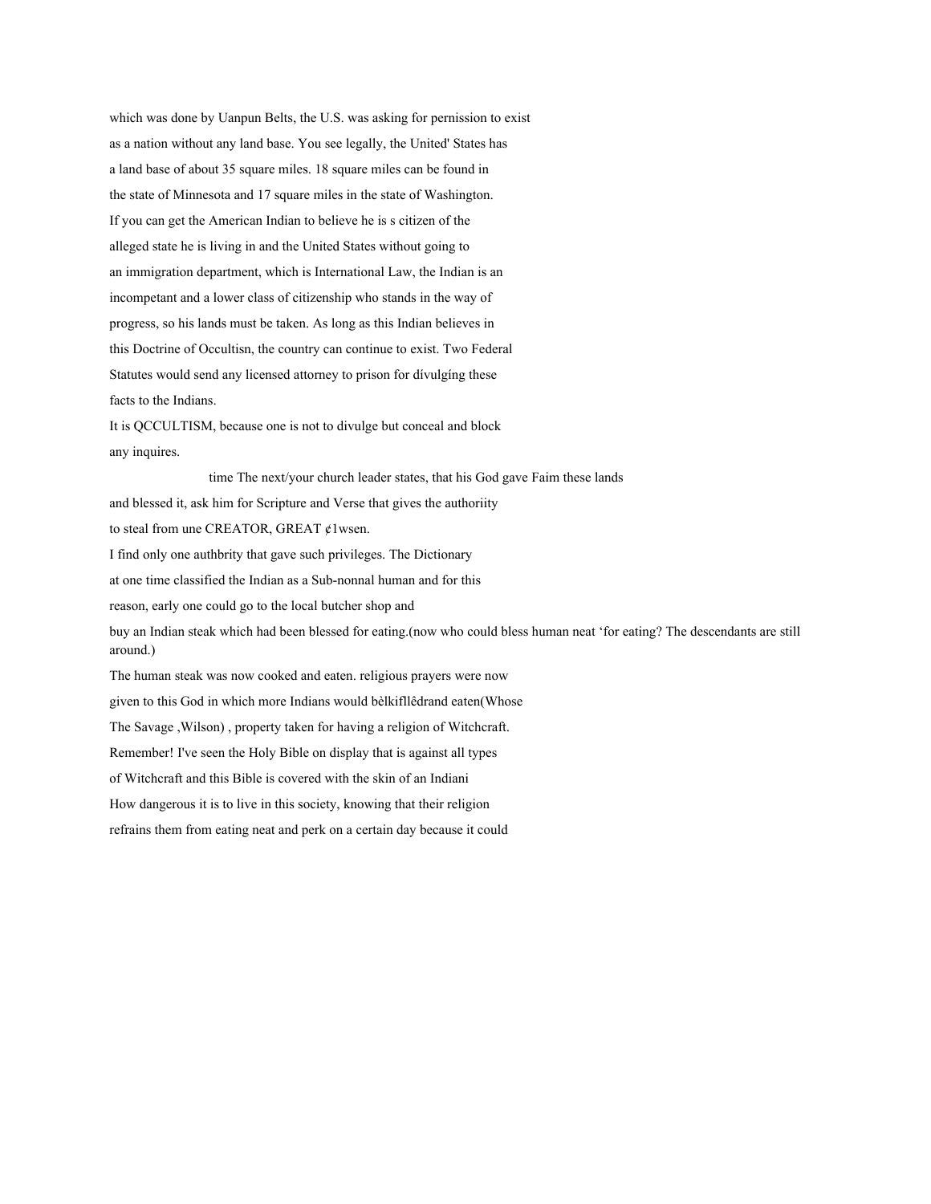which was done by Uanpun Belts, the U.S. was asking for pernission to exist as a nation without any land base. You see legally, the United' States has a land base of about 35 square miles. 18 square miles can be found in the state of Minnesota and 17 square miles in the state of Washington. If you can get the American Indian to believe he is s citizen of the alleged state he is living in and the United States without going to an immigration department, which is International Law, the Indian is an incompetant and a lower class of citizenship who stands in the way of progress, so his lands must be taken. As long as this Indian believes in this Doctrine of Occultisn, the country can continue to exist. Two Federal Statutes would send any licensed attorney to prison for dívulgíng these facts to the Indians.

It is QCCULTISM, because one is not to divulge but conceal and block any inquires.

time The next/your church leader states, that his God gave Faim these lands and blessed it, ask him for Scripture and Verse that gives the authoriity to steal from une CREATOR, GREAT ¢1wsen.

I find only one authbrity that gave such privileges. The Dictionary at one time classified the Indian as a Sub-nonnal human and for this reason, early one could go to the local butcher shop and buy an Indian steak which had been blessed for eating.(now who could bless human neat 'for eating? The descendants are still around.)

The human steak was now cooked and eaten. religious prayers were now given to this God in which more Indians would bèlkifllêdrand eaten(Whose The Savage ,Wilson) , property taken for having a religion of Witchcraft.

Remember! I've seen the Holy Bible on display that is against all types of Witchcraft and this Bible is covered with the skin of an Indiani

How dangerous it is to live in this society, knowing that their religion refrains them from eating neat and perk on a certain day because it could